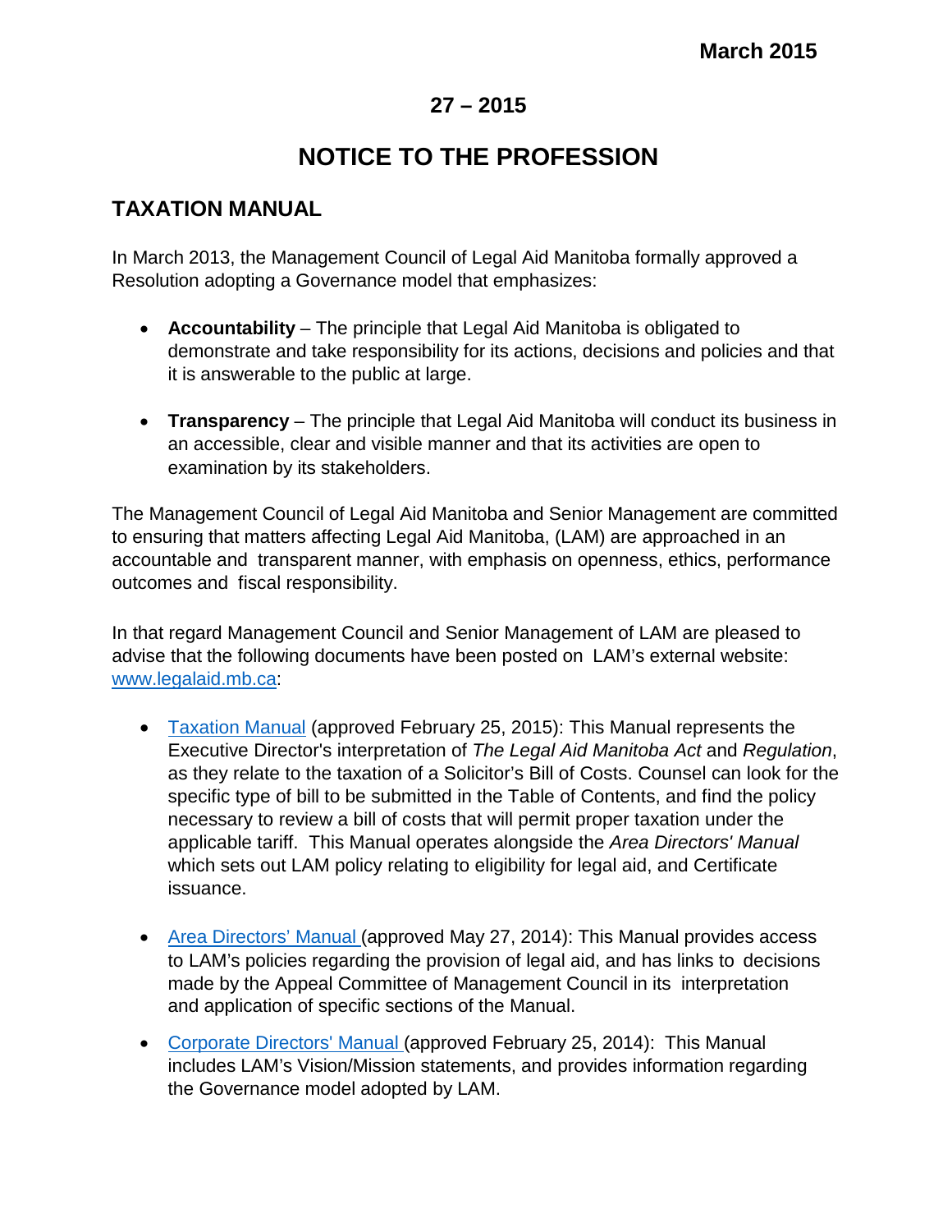March 2015

27 – 2015

# NOTICE TO THE PROFESSION

## TAXATION MANUAL

In March 2013, the Management Council of Legal Aid Manitoba formally approved a Resolution adopting a Governance model that emphasizes:

- **Accountability** – The principle that Legal Aid Manitoba is obligated to demonstrate and take responsibility for its actions, decisions and policies and that it is answerable to the public at large.

- **Transparency** – The principle that Legal Aid Manitoba will conduct its business in an accessible, clear and visible manner and that its activities are open to examination by its stakeholders.

The Management Council of Legal Aid Manitoba and Senior Management are committed to ensuring that matters affecting Legal Aid Manitoba, (LAM) are approached in an accountable and transparent manner, with emphasis on openness, ethics, performance outcomes and fiscal responsibility.

In that regard Management Council and Senior Management of LAM are pleased to advise that the following documents have been posted on LAM's external website: www.legalaid.mb.ca:

- Taxation Manual (approved February 25, 2015): This Manual represents the Executive Director's interpretation of *The Legal Aid Manitoba Act* and *Regulation*, as they relate to the taxation of a Solicitor's Bill of Costs. Counsel can look for the specific type of bill to be submitted in the Table of Contents, and find the policy necessary to review a bill of costs that will permit proper taxation under the applicable tariff. This Manual operates alongside the *Area Directors' Manual* which sets out LAM policy relating to eligibility for legal aid, and Certificate issuance.

- Area Directors' Manual (approved May 27, 2014): This Manual provides access to LAM's policies regarding the provision of legal aid, and has links to decisions made by the Appeal Committee of Management Council in its interpretation and application of specific sections of the Manual.

- Corporate Directors' Manual (approved February 25, 2014): This Manual includes LAM's Vision/Mission statements, and provides information regarding the Governance model adopted by LAM.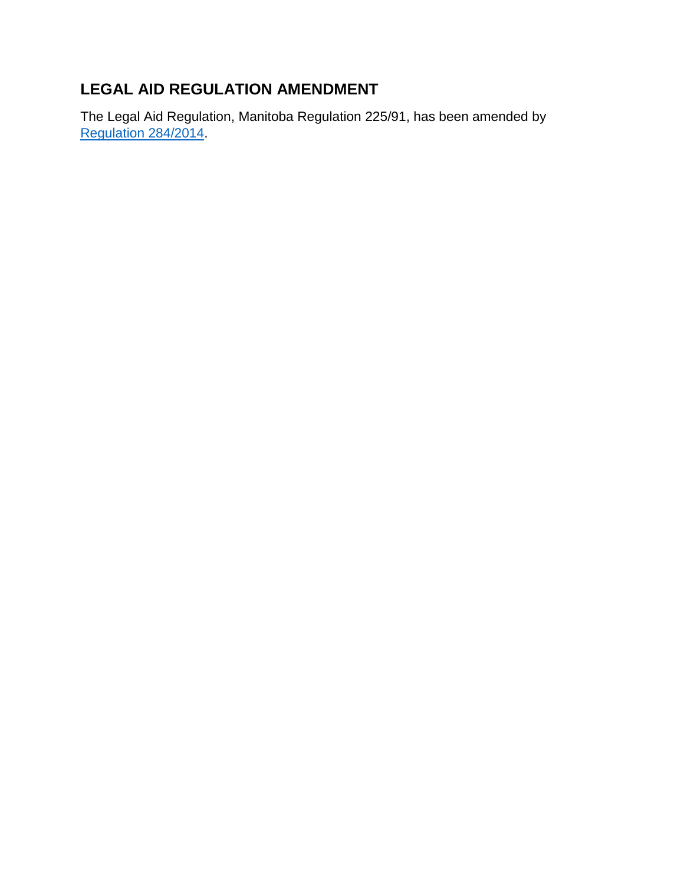## LEGAL AID REGULATION AMENDMENT

The Legal Aid Regulation, Manitoba Regulation 225/91, has been amended by Regulation 284/2014.